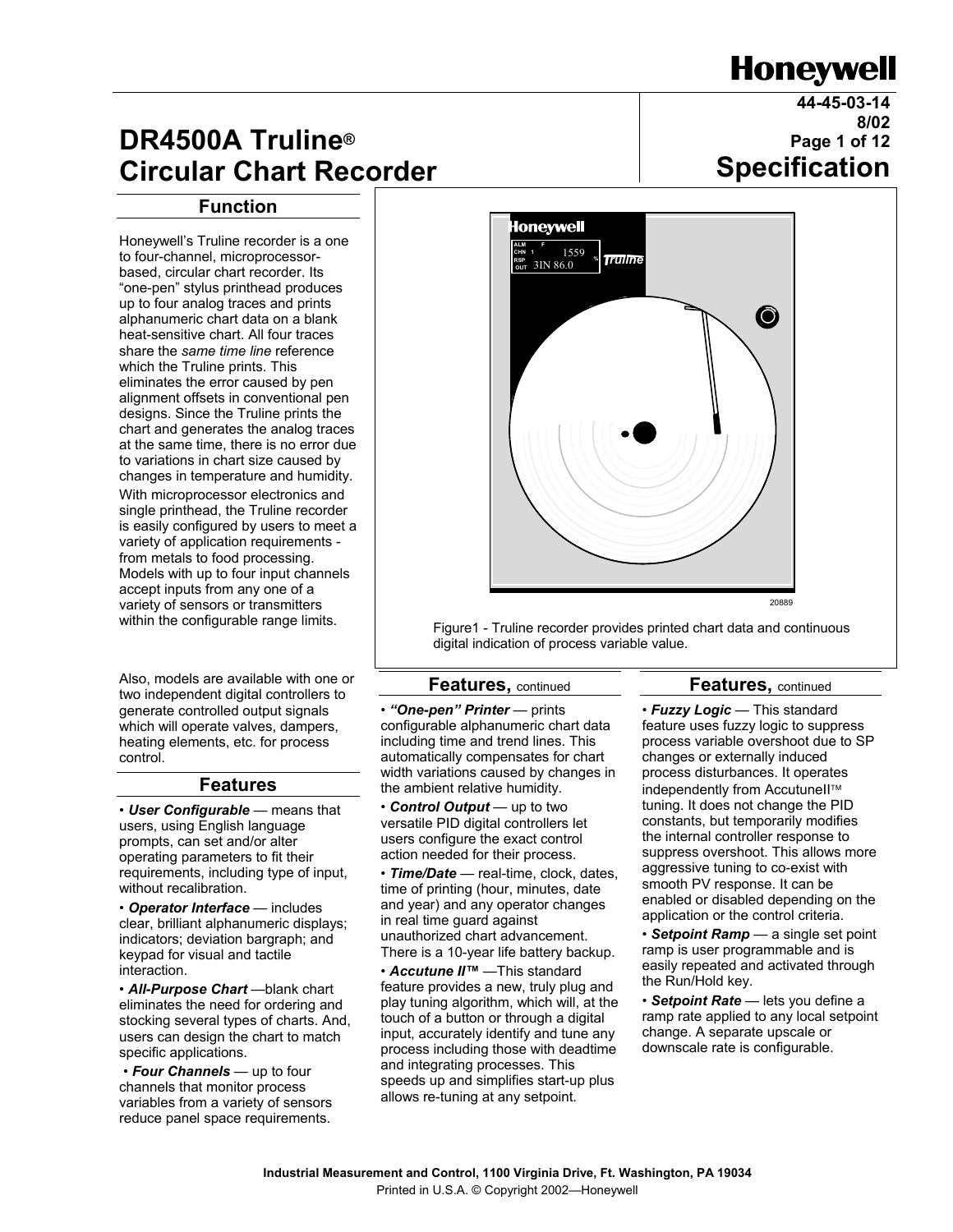**Honeywell**

**44-45-03-14**
**8/02**

# DR4500A Truline® Circular Chart Recorder

## Specification

## Function

Honeywell's Truline recorder is a one to four-channel, microprocessor-based, circular chart recorder. Its "one-pen" stylus printhead produces up to four analog traces and prints alphanumeric chart data on a blank heat-sensitive chart. All four traces share the *same time line* reference which the Truline prints. This eliminates the error caused by pen alignment offsets in conventional pen designs. Since the Truline prints the chart and generates the analog traces at the same time, there is no error due to variations in chart size caused by changes in temperature and humidity.

With microprocessor electronics and single printhead, the Truline recorder is easily configured by users to meet a variety of application requirements - from metals to food processing. Models with up to four input channels accept inputs from any one of a variety of sensors or transmitters within the configurable range limits.

Figure1 - Truline recorder provides printed chart data and continuous digital indication of process variable value.

Also, models are available with one or two independent digital controllers to generate controlled output signals which will operate valves, dampers, heating elements, etc. for process control.

## Features

• ***User Configurable*** — means that users, using English language prompts, can set and/or alter operating parameters to fit their requirements, including type of input, without recalibration.

• ***Operator Interface*** — includes clear, brilliant alphanumeric displays; indicators; deviation bargraph; and keypad for visual and tactile interaction.

• ***All-Purpose Chart*** —blank chart eliminates the need for ordering and stocking several types of charts. And, users can design the chart to match specific applications.

• ***Four Channels*** — up to four channels that monitor process variables from a variety of sensors reduce panel space requirements.

## Features, continued

• ***"One-pen" Printer*** — prints configurable alphanumeric chart data including time and trend lines. This automatically compensates for chart width variations caused by changes in the ambient relative humidity.

• ***Control Output*** — up to two versatile PID digital controllers let users configure the exact control action needed for their process.

• ***Time/Date*** — real-time, clock, dates, time of printing (hour, minutes, date and year) and any operator changes in real time guard against unauthorized chart advancement. There is a 10-year life battery backup.

• ***Accutune II™*** —This standard feature provides a new, truly plug and play tuning algorithm, which will, at the touch of a button or through a digital input, accurately identify and tune any process including those with deadtime and integrating processes. This speeds up and simplifies start-up plus allows re-tuning at any setpoint.

## Features, continued

• ***Fuzzy Logic*** — This standard feature uses fuzzy logic to suppress process variable overshoot due to SP changes or externally induced process disturbances. It operates independently from AccutuneII™ tuning. It does not change the PID constants, but temporarily modifies the internal controller response to suppress overshoot. This allows more aggressive tuning to co-exist with smooth PV response. It can be enabled or disabled depending on the application or the control criteria.

• ***Setpoint Ramp*** — a single set point ramp is user programmable and is easily repeated and activated through the Run/Hold key.

• ***Setpoint Rate*** — lets you define a ramp rate applied to any local setpoint change. A separate upscale or downscale rate is configurable.

**Industrial Measurement and Control, 1100 Virginia Drive, Ft. Washington, PA 19034**
Printed in U.S.A. © Copyright 2002—Honeywell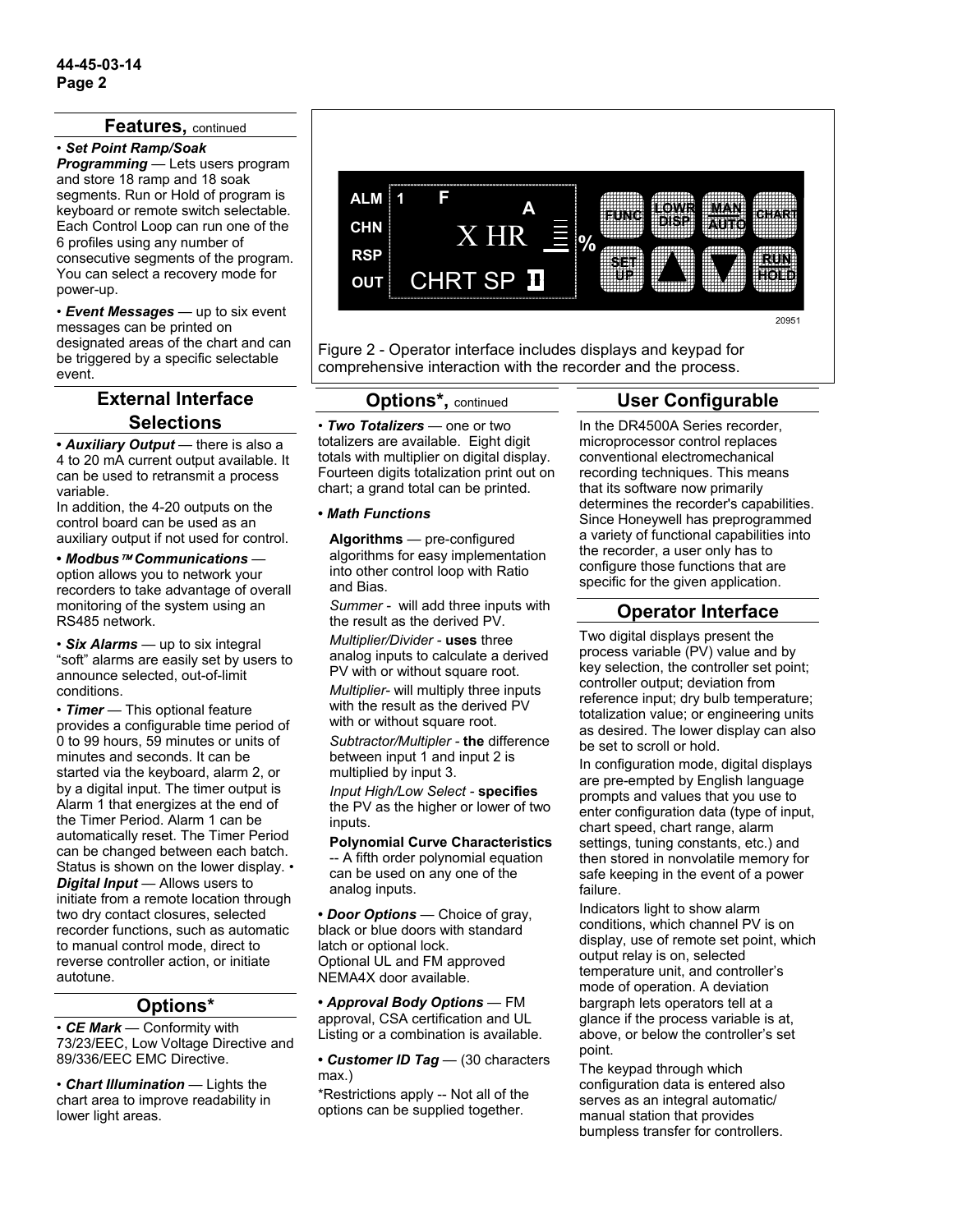## Features, continued

• ***Set Point Ramp/Soak Programming*** — Lets users program and store 18 ramp and 18 soak segments. Run or Hold of program is keyboard or remote switch selectable. Each Control Loop can run one of the 6 profiles using any number of consecutive segments of the program. You can select a recovery mode for power-up.

• ***Event Messages*** — up to six event messages can be printed on designated areas of the chart and can be triggered by a specific selectable event.

## External Interface Selections

• ***Auxiliary Output*** — there is also a 4 to 20 mA current output available. It can be used to retransmit a process variable.
In addition, the 4-20 outputs on the control board can be used as an auxiliary output if not used for control.

• ***Modbus™ Communications*** — option allows you to network your recorders to take advantage of overall monitoring of the system using an RS485 network.

• ***Six Alarms*** — up to six integral “soft” alarms are easily set by users to announce selected, out-of-limit conditions.

• ***Timer*** — This optional feature provides a configurable time period of 0 to 99 hours, 59 minutes or units of minutes and seconds. It can be started via the keyboard, alarm 2, or by a digital input. The timer output is Alarm 1 that energizes at the end of the Timer Period. Alarm 1 can be automatically reset. The Timer Period can be changed between each batch. Status is shown on the lower display.

• ***Digital Input*** — Allows users to initiate from a remote location through two dry contact closures, selected recorder functions, such as automatic to manual control mode, direct to reverse controller action, or initiate autotune.

## Options*

• ***CE Mark*** — Conformity with 73/23/EEC, Low Voltage Directive and 89/336/EEC EMC Directive.

• ***Chart Illumination*** — Lights the chart area to improve readability in lower light areas.

ALM 1 F A CHN X HR % RSP OUT CHRT SP FUNC LOWR DISP MAN AUTO CHART SET UP RUN HOLD

20951

Figure 2 - Operator interface includes displays and keypad for comprehensive interaction with the recorder and the process.

## Options*, continued

• ***Two Totalizers*** — one or two totalizers are available. Eight digit totals with multiplier on digital display. Fourteen digits totalization print out on chart; a grand total can be printed.

• ***Math Functions***

**Algorithms** — pre-configured algorithms for easy implementation into other control loop with Ratio and Bias.

*Summer* - will add three inputs with the result as the derived PV.

*Multiplier/Divider* - **uses** three analog inputs to calculate a derived PV with or without square root.

*Multiplier*- will multiply three inputs with the result as the derived PV with or without square root.

*Subtractor/Multipler* - **the** difference between input 1 and input 2 is multiplied by input 3.

*Input High/Low Select* - **specifies** the PV as the higher or lower of two inputs.

**Polynomial Curve Characteristics** -- A fifth order polynomial equation can be used on any one of the analog inputs.

• ***Door Options*** — Choice of gray, black or blue doors with standard latch or optional lock.
Optional UL and FM approved NEMA4X door available.

• ***Approval Body Options*** — FM approval, CSA certification and UL Listing or a combination is available.

• ***Customer ID Tag*** — (30 characters max.)

*Restrictions apply -- Not all of the options can be supplied together.

## User Configurable

In the DR4500A Series recorder, microprocessor control replaces conventional electromechanical recording techniques. This means that its software now primarily determines the recorder's capabilities. Since Honeywell has preprogrammed a variety of functional capabilities into the recorder, a user only has to configure those functions that are specific for the given application.

## Operator Interface

Two digital displays present the process variable (PV) value and by key selection, the controller set point; controller output; deviation from reference input; dry bulb temperature; totalization value; or engineering units as desired. The lower display can also be set to scroll or hold.

In configuration mode, digital displays are pre-empted by English language prompts and values that you use to enter configuration data (type of input, chart speed, chart range, alarm settings, tuning constants, etc.) and then stored in nonvolatile memory for safe keeping in the event of a power failure.

Indicators light to show alarm conditions, which channel PV is on display, use of remote set point, which output relay is on, selected temperature unit, and controller's mode of operation. A deviation bargraph lets operators tell at a glance if the process variable is at, above, or below the controller's set point.

The keypad through which configuration data is entered also serves as an integral automatic/ manual station that provides bumpless transfer for controllers.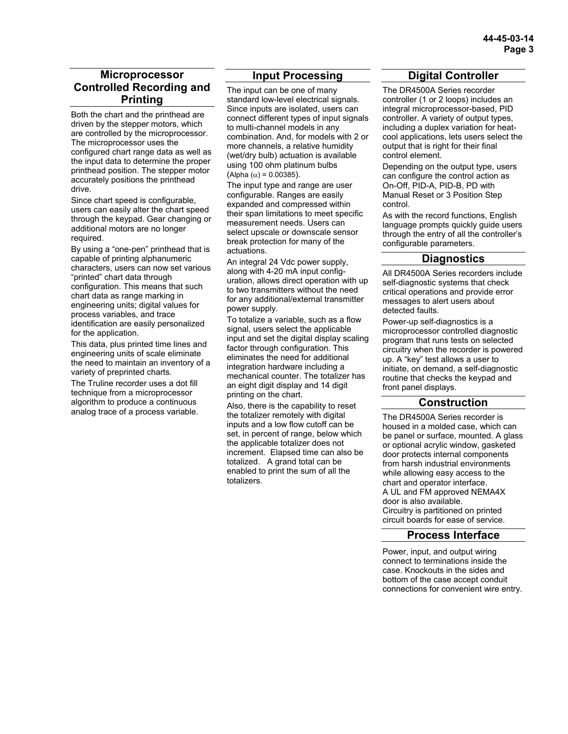## Microprocessor Controlled Recording and Printing

Both the chart and the printhead are driven by the stepper motors, which are controlled by the microprocessor. The microprocessor uses the configured chart range data as well as the input data to determine the proper printhead position. The stepper motor accurately positions the printhead drive.

Since chart speed is configurable, users can easily alter the chart speed through the keypad. Gear changing or additional motors are no longer required.

By using a "one-pen" printhead that is capable of printing alphanumeric characters, users can now set various "printed" chart data through configuration. This means that such chart data as range marking in engineering units; digital values for process variables, and trace identification are easily personalized for the application.

This data, plus printed time lines and engineering units of scale eliminate the need to maintain an inventory of a variety of preprinted charts.

The Truline recorder uses a dot fill technique from a microprocessor algorithm to produce a continuous analog trace of a process variable.

## Input Processing

The input can be one of many standard low-level electrical signals. Since inputs are isolated, users can connect different types of input signals to multi-channel models in any combination. And, for models with 2 or more channels, a relative humidity (wet/dry bulb) actuation is available using 100 ohm platinum bulbs (Alpha ($\alpha$) = 0.00385).

The input type and range are user configurable. Ranges are easily expanded and compressed within their span limitations to meet specific measurement needs. Users can select upscale or downscale sensor break protection for many of the actuations.

An integral 24 Vdc power supply, along with 4-20 mA input configuration, allows direct operation with up to two transmitters without the need for any additional/external transmitter power supply.

To totalize a variable, such as a flow signal, users select the applicable input and set the digital display scaling factor through configuration. This eliminates the need for additional integration hardware including a mechanical counter. The totalizer has an eight digit display and 14 digit printing on the chart.

Also, there is the capability to reset the totalizer remotely with digital inputs and a low flow cutoff can be set, in percent of range, below which the applicable totalizer does not increment. Elapsed time can also be totalized. A grand total can be enabled to print the sum of all the totalizers.

## Digital Controller

The DR4500A Series recorder controller (1 or 2 loops) includes an integral microprocessor-based, PID controller. A variety of output types, including a duplex variation for heat-cool applications, lets users select the output that is right for their final control element.

Depending on the output type, users can configure the control action as On-Off, PID-A, PID-B, PD with Manual Reset or 3 Position Step control.

As with the record functions, English language prompts quickly guide users through the entry of all the controller's configurable parameters.

## Diagnostics

All DR4500A Series recorders include self-diagnostic systems that check critical operations and provide error messages to alert users about detected faults.

Power-up self-diagnostics is a microprocessor controlled diagnostic program that runs tests on selected circuitry when the recorder is powered up. A "key" test allows a user to initiate, on demand, a self-diagnostic routine that checks the keypad and front panel displays.

## Construction

The DR4500A Series recorder is housed in a molded case, which can be panel or surface, mounted. A glass or optional acrylic window, gasketed door protects internal components from harsh industrial environments while allowing easy access to the chart and operator interface.
A UL and FM approved NEMA4X door is also available.
Circuitry is partitioned on printed circuit boards for ease of service.

## Process Interface

Power, input, and output wiring connect to terminations inside the case. Knockouts in the sides and bottom of the case accept conduit connections for convenient wire entry.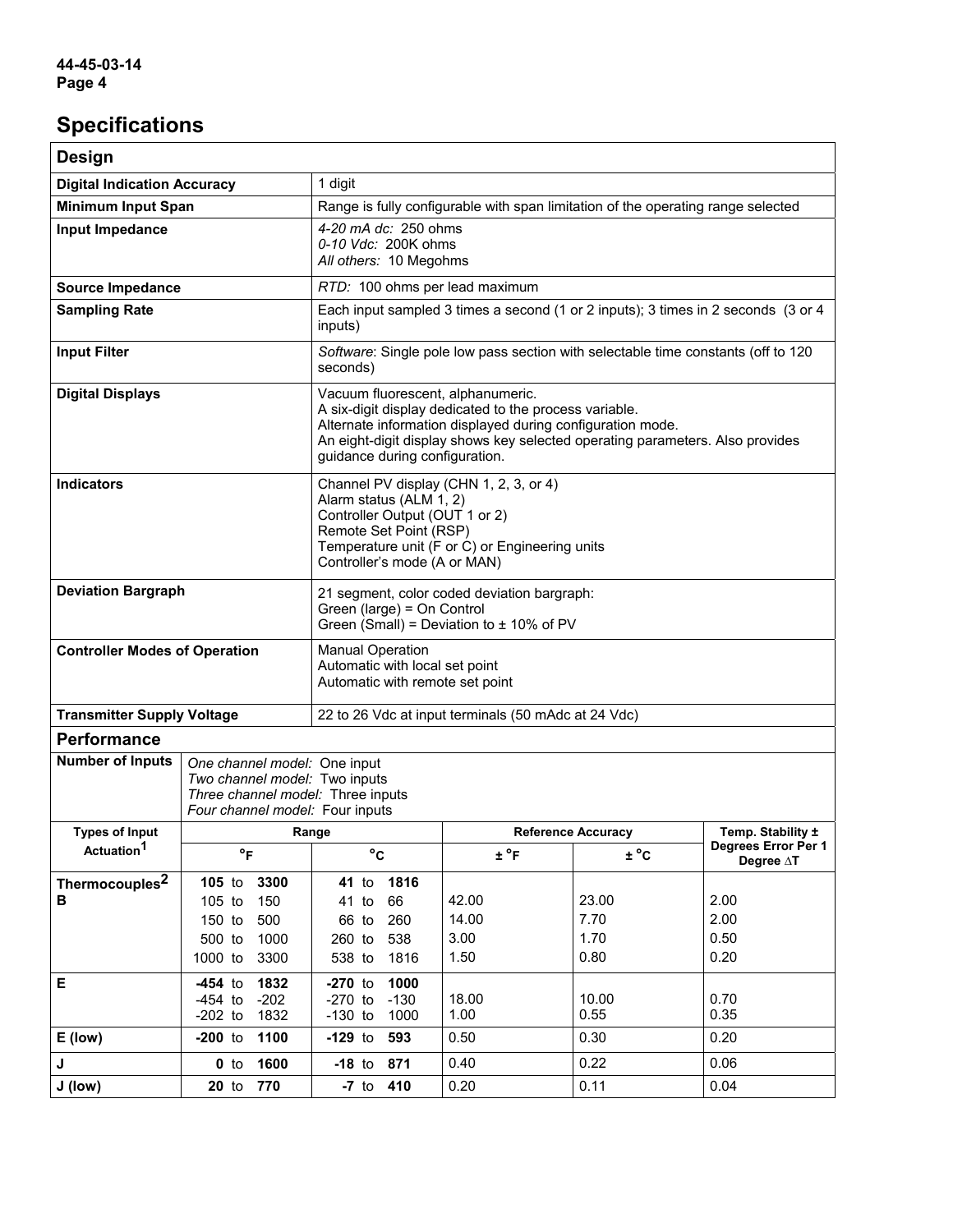## Specifications

| Design | |
|---|---|
| **Digital Indication Accuracy** | 1 digit |
| **Minimum Input Span** | Range is fully configurable with span limitation of the operating range selected |
| **Input Impedance** | *4-20 mA dc:* 250 ohms<br>*0-10 Vdc:* 200K ohms<br>*All others:* 10 Megohms |
| **Source Impedance** | *RTD:* 100 ohms per lead maximum |
| **Sampling Rate** | Each input sampled 3 times a second (1 or 2 inputs); 3 times in 2 seconds (3 or 4 inputs) |
| **Input Filter** | *Software*: Single pole low pass section with selectable time constants (off to 120 seconds) |
| **Digital Displays** | Vacuum fluorescent, alphanumeric.<br>A six-digit display dedicated to the process variable.<br>Alternate information displayed during configuration mode.<br>An eight-digit display shows key selected operating parameters. Also provides guidance during configuration. |
| **Indicators** | Channel PV display (CHN 1, 2, 3, or 4)<br>Alarm status (ALM 1, 2)<br>Controller Output (OUT 1 or 2)<br>Remote Set Point (RSP)<br>Temperature unit (F or C) or Engineering units<br>Controller's mode (A or MAN) |
| **Deviation Bargraph** | 21 segment, color coded deviation bargraph:<br>Green (large) = On Control<br>Green (Small) = Deviation to ± 10% of PV |
| **Controller Modes of Operation** | Manual Operation<br>Automatic with local set point<br>Automatic with remote set point |
| **Transmitter Supply Voltage** | 22 to 26 Vdc at input terminals (50 mAdc at 24 Vdc) |

### Performance

**Number of Inputs**
*One channel model:* One input
*Two channel model:* Two inputs
*Three channel model:* Three inputs
*Four channel model:* Four inputs

| Types of Input Actuation[1] | Range | | Reference Accuracy | | Temp. Stability ± Degrees Error Per 1 Degree ΔT |
|---|---|---|---|---|---|
| | °F | °C | ± °F | ± °C | |
| **Thermocouples[2] B** | **105** to **3300** | **41** to **1816** | | | |
| | 105 to 150 | 41 to 66 | 42.00 | 23.00 | 2.00 |
| | 150 to 500 | 66 to 260 | 14.00 | 7.70 | 2.00 |
| | 500 to 1000 | 260 to 538 | 3.00 | 1.70 | 0.50 |
| | 1000 to 3300 | 538 to 1816 | 1.50 | 0.80 | 0.20 |
| **E** | **-454** to **1832** | **-270** to **1000** | | | |
| | -454 to -202 | -270 to -130 | 18.00 | 10.00 | 0.70 |
| | -202 to 1832 | -130 to 1000 | 1.00 | 0.55 | 0.35 |
| **E (low)** | **-200** to **1100** | **-129** to **593** | 0.50 | 0.30 | 0.20 |
| **J** | **0** to **1600** | **-18** to **871** | 0.40 | 0.22 | 0.06 |
| **J (low)** | **20** to **770** | **-7** to **410** | 0.20 | 0.11 | 0.04 |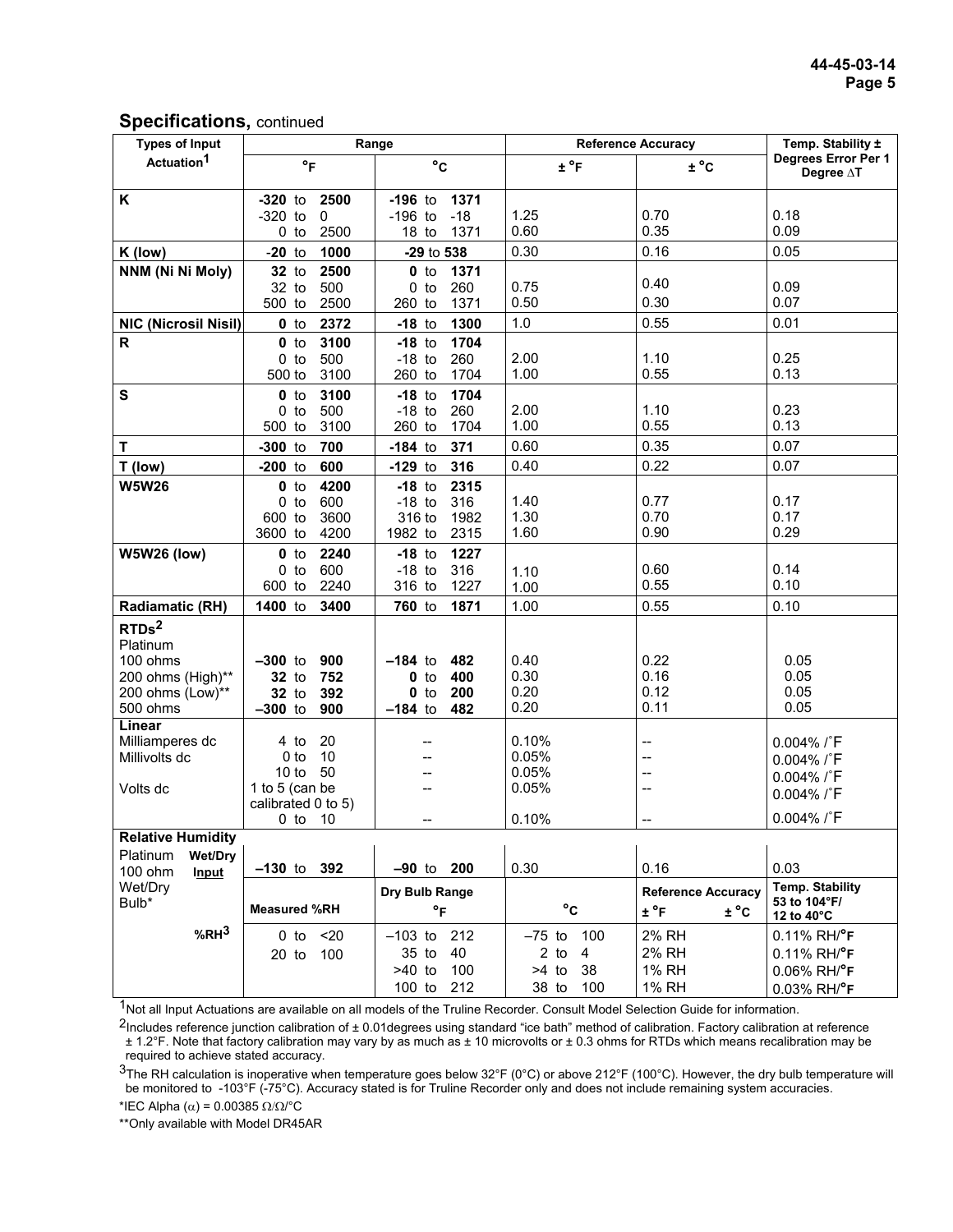## Specifications, continued

| Types of Input Actuation[1] | Range | | Reference Accuracy | | Temp. Stability ± Degrees Error Per 1 Degree ΔT |
|---|---|---|---|---|---|
| | °F | °C | ± °F | ± °C | |
| **K** | **-320** to **2500** | **-196** to **1371** | | | |
| | -320 to 0 | -196 to -18 | 1.25 | 0.70 | 0.18 |
| | 0 to 2500 | 18 to 1371 | 0.60 | 0.35 | 0.09 |
| **K (low)** | **-20** to **1000** | **-29** to **538** | 0.30 | 0.16 | 0.05 |
| **NNM (Ni Ni Moly)** | **32** to **2500** | **0** to **1371** | | | |
| | 32 to 500 | 0 to 260 | 0.75 | 0.40 | 0.09 |
| | 500 to 2500 | 260 to 1371 | 0.50 | 0.30 | 0.07 |
| **NIC (Nicrosil Nisil)** | **0** to **2372** | **-18** to **1300** | 1.0 | 0.55 | 0.01 |
| **R** | **0** to **3100** | **-18** to **1704** | | | |
| | 0 to 500 | -18 to 260 | 2.00 | 1.10 | 0.25 |
| | 500 to 3100 | 260 to 1704 | 1.00 | 0.55 | 0.13 |
| **S** | **0** to **3100** | **-18** to **1704** | | | |
| | 0 to 500 | -18 to 260 | 2.00 | 1.10 | 0.23 |
| | 500 to 3100 | 260 to 1704 | 1.00 | 0.55 | 0.13 |
| **T** | **-300** to **700** | **-184** to **371** | 0.60 | 0.35 | 0.07 |
| **T (low)** | **-200** to **600** | **-129** to **316** | 0.40 | 0.22 | 0.07 |
| **W5W26** | **0** to **4200** | **-18** to **2315** | | | |
| | 0 to 600 | -18 to 316 | 1.40 | 0.77 | 0.17 |
| | 600 to 3600 | 316 to 1982 | 1.30 | 0.70 | 0.17 |
| | 3600 to 4200 | 1982 to 2315 | 1.60 | 0.90 | 0.29 |
| **W5W26 (low)** | **0** to **2240** | **-18** to **1227** | | | |
| | 0 to 600 | -18 to 316 | 1.10 | 0.60 | 0.14 |
| | 600 to 2240 | 316 to 1227 | 1.00 | 0.55 | 0.10 |
| **Radiamatic (RH)** | **1400** to **3400** | **760** to **1871** | 1.00 | 0.55 | 0.10 |
| **RTDs[2]** | | | | | |
| Platinum | | | | | |
| 100 ohms | **–300** to **900** | **–184** to **482** | 0.40 | 0.22 | 0.05 |
| 200 ohms (High)** | **32** to **752** | **0** to **400** | 0.30 | 0.16 | 0.05 |
| 200 ohms (Low)** | **32** to **392** | **0** to **200** | 0.20 | 0.12 | 0.05 |
| 500 ohms | **–300** to **900** | **–184** to **482** | 0.20 | 0.11 | 0.05 |
| **Linear** | | | | | |
| Milliamperes dc | 4 to 20 | -- | 0.10% | -- | 0.004% /˚F |
| Millivolts dc | 0 to 10 | -- | 0.05% | -- | 0.004% /˚F |
| | 10 to 50 | -- | 0.05% | -- | 0.004% /˚F |
| Volts dc | 1 to 5 (can be calibrated 0 to 5) | -- | 0.05% | -- | 0.004% /˚F |
| | 0 to 10 | -- | 0.10% | -- | 0.004% /˚F |
| **Relative Humidity** | | | | | |
| Platinum 100 ohm Wet/Dry Bulb* — **Wet/Dry Input** | **–130** to **392** | **–90** to **200** | 0.30 | 0.16 | 0.03 |
| | **Measured %RH** | **Dry Bulb Range °F** | **°C** | **Reference Accuracy ± °F ± °C** | **Temp. Stability 53 to 104°F/ 12 to 40°C** |
| **%RH[3]** | 0 to <20 | –103 to 212 | –75 to 100 | 2% RH | 0.11% RH/°F |
| | 20 to 100 | 35 to 40 | 2 to 4 | 2% RH | 0.11% RH/°F |
| | | >40 to 100 | >4 to 38 | 1% RH | 0.06% RH/°F |
| | | 100 to 212 | 38 to 100 | 1% RH | 0.03% RH/°F |

[1]Not all Input Actuations are available on all models of the Truline Recorder. Consult Model Selection Guide for information.

[2]Includes reference junction calibration of ± 0.01degrees using standard "ice bath" method of calibration. Factory calibration at reference ± 1.2°F. Note that factory calibration may vary by as much as ± 10 microvolts or ± 0.3 ohms for RTDs which means recalibration may be required to achieve stated accuracy.

[3]The RH calculation is inoperative when temperature goes below 32°F (0°C) or above 212°F (100°C). However, the dry bulb temperature will be monitored to -103°F (-75°C). Accuracy stated is for Truline Recorder only and does not include remaining system accuracies.

*IEC Alpha ($\alpha$) = 0.00385 $\Omega/\Omega$/°C

**Only available with Model DR45AR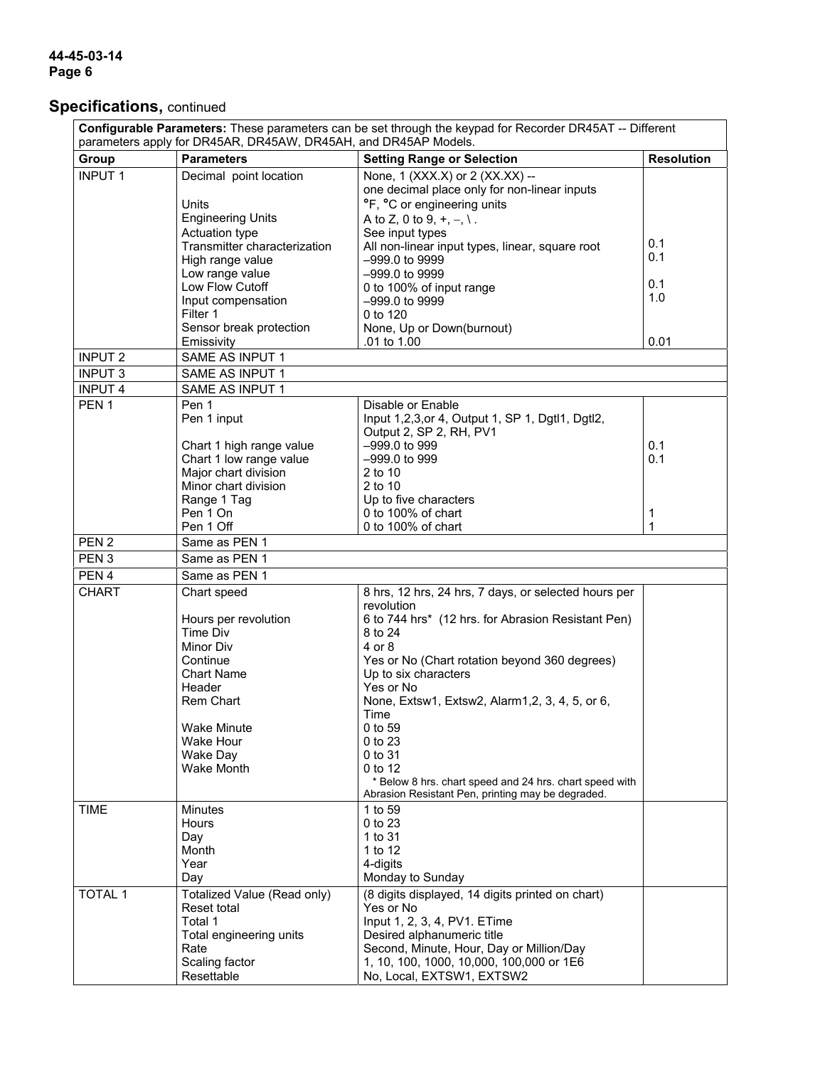## Specifications, continued

| Configurable Parameters: These parameters can be set through the keypad for Recorder DR45AT -- Different parameters apply for DR45AR, DR45AW, DR45AH, and DR45AP Models. | | | |
|---|---|---|---|
| **Group** | **Parameters** | **Setting Range or Selection** | **Resolution** |
| INPUT 1 | Decimal point location | None, 1 (XXX.X) or 2 (XX.XX) -- one decimal place only for non-linear inputs | |
| | Units | °F, °C or engineering units | |
| | Engineering Units | A to Z, 0 to 9, +, –, \ . | |
| | Actuation type | See input types | |
| | Transmitter characterization | All non-linear input types, linear, square root | 0.1 |
| | High range value | –999.0 to 9999 | 0.1 |
| | Low range value | –999.0 to 9999 | |
| | Low Flow Cutoff | 0 to 100% of input range | 0.1 |
| | Input compensation | –999.0 to 9999 | 1.0 |
| | Filter 1 | 0 to 120 | |
| | Sensor break protection | None, Up or Down(burnout) | |
| | Emissivity | .01 to 1.00 | 0.01 |
| INPUT 2 | SAME AS INPUT 1 | | |
| INPUT 3 | SAME AS INPUT 1 | | |
| INPUT 4 | SAME AS INPUT 1 | | |
| PEN 1 | Pen 1 | Disable or Enable | |
| | Pen 1 input | Input 1,2,3,or 4, Output 1, SP 1, Dgtl1, Dgtl2, Output 2, SP 2, RH, PV1 | |
| | Chart 1 high range value | –999.0 to 999 | 0.1 |
| | Chart 1 low range value | –999.0 to 999 | 0.1 |
| | Major chart division | 2 to 10 | |
| | Minor chart division | 2 to 10 | |
| | Range 1 Tag | Up to five characters | |
| | Pen 1 On | 0 to 100% of chart | 1 |
| | Pen 1 Off | 0 to 100% of chart | 1 |
| PEN 2 | Same as PEN 1 | | |
| PEN 3 | Same as PEN 1 | | |
| PEN 4 | Same as PEN 1 | | |
| CHART | Chart speed | 8 hrs, 12 hrs, 24 hrs, 7 days, or selected hours per revolution | |
| | Hours per revolution | 6 to 744 hrs* (12 hrs. for Abrasion Resistant Pen) | |
| | Time Div | 8 to 24 | |
| | Minor Div | 4 or 8 | |
| | Continue | Yes or No (Chart rotation beyond 360 degrees) | |
| | Chart Name | Up to six characters | |
| | Header | Yes or No | |
| | Rem Chart | None, Extsw1, Extsw2, Alarm1,2, 3, 4, 5, or 6, Time | |
| | Wake Minute | 0 to 59 | |
| | Wake Hour | 0 to 23 | |
| | Wake Day | 0 to 31 | |
| | Wake Month | 0 to 12 | |
| | | * Below 8 hrs. chart speed and 24 hrs. chart speed with Abrasion Resistant Pen, printing may be degraded. | |
| TIME | Minutes | 1 to 59 | |
| | Hours | 0 to 23 | |
| | Day | 1 to 31 | |
| | Month | 1 to 12 | |
| | Year | 4-digits | |
| | Day | Monday to Sunday | |
| TOTAL 1 | Totalized Value (Read only) | (8 digits displayed, 14 digits printed on chart) | |
| | Reset total | Yes or No | |
| | Total 1 | Input 1, 2, 3, 4, PV1. ETime | |
| | Total engineering units | Desired alphanumeric title | |
| | Rate | Second, Minute, Hour, Day or Million/Day | |
| | Scaling factor | 1, 10, 100, 1000, 10,000, 100,000 or 1E6 | |
| | Resettable | No, Local, EXTSW1, EXTSW2 | |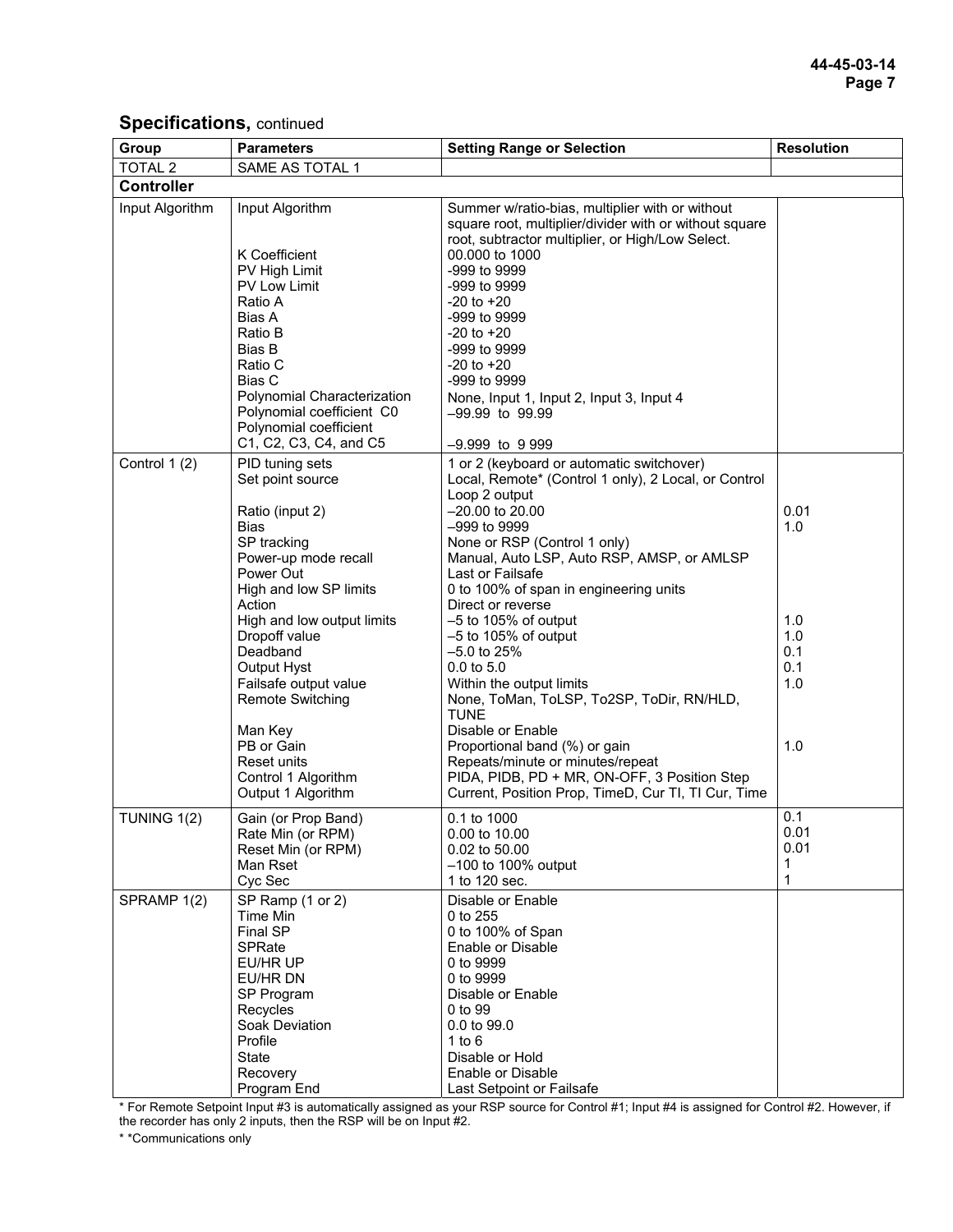## Specifications, continued

| Group | Parameters | Setting Range or Selection | Resolution |
|---|---|---|---|
| TOTAL 2 | SAME AS TOTAL 1 | | |
| **Controller** | | | |
| Input Algorithm | Input Algorithm | Summer w/ratio-bias, multiplier with or without square root, multiplier/divider with or without square root, subtractor multiplier, or High/Low Select. | |
| | K Coefficient | 00.000 to 1000 | |
| | PV High Limit | -999 to 9999 | |
| | PV Low Limit | -999 to 9999 | |
| | Ratio A | -20 to +20 | |
| | Bias A | -999 to 9999 | |
| | Ratio B | -20 to +20 | |
| | Bias B | -999 to 9999 | |
| | Ratio C | -20 to +20 | |
| | Bias C | -999 to 9999 | |
| | Polynomial Characterization | None, Input 1, Input 2, Input 3, Input 4 | |
| | Polynomial coefficient C0 | –99.99 to 99.99 | |
| | Polynomial coefficient C1, C2, C3, C4, and C5 | –9.999 to 9 999 | |
| Control 1 (2) | PID tuning sets | 1 or 2 (keyboard or automatic switchover) | |
| | Set point source | Local, Remote* (Control 1 only), 2 Local, or Control Loop 2 output | |
| | Ratio (input 2) | –20.00 to 20.00 | 0.01 |
| | Bias | –999 to 9999 | 1.0 |
| | SP tracking | None or RSP (Control 1 only) | |
| | Power-up mode recall | Manual, Auto LSP, Auto RSP, AMSP, or AMLSP | |
| | Power Out | Last or Failsafe | |
| | High and low SP limits | 0 to 100% of span in engineering units | |
| | Action | Direct or reverse | |
| | High and low output limits | –5 to 105% of output | 1.0 |
| | Dropoff value | –5 to 105% of output | 1.0 |
| | Deadband | –5.0 to 25% | 0.1 |
| | Output Hyst | 0.0 to 5.0 | 0.1 |
| | Failsafe output value | Within the output limits | 1.0 |
| | Remote Switching | None, ToMan, ToLSP, To2SP, ToDir, RN/HLD, TUNE | |
| | Man Key | Disable or Enable | |
| | PB or Gain | Proportional band (%) or gain | 1.0 |
| | Reset units | Repeats/minute or minutes/repeat | |
| | Control 1 Algorithm | PIDA, PIDB, PD + MR, ON-OFF, 3 Position Step | |
| | Output 1 Algorithm | Current, Position Prop, TimeD, Cur TI, TI Cur, Time | |
| TUNING 1(2) | Gain (or Prop Band) | 0.1 to 1000 | 0.1 |
| | Rate Min (or RPM) | 0.00 to 10.00 | 0.01 |
| | Reset Min (or RPM) | 0.02 to 50.00 | 0.01 |
| | Man Rset | –100 to 100% output | 1 |
| | Cyc Sec | 1 to 120 sec. | 1 |
| SPRAMP 1(2) | SP Ramp (1 or 2) | Disable or Enable | |
| | Time Min | 0 to 255 | |
| | Final SP | 0 to 100% of Span | |
| | SPRate | Enable or Disable | |
| | EU/HR UP | 0 to 9999 | |
| | EU/HR DN | 0 to 9999 | |
| | SP Program | Disable or Enable | |
| | Recycles | 0 to 99 | |
| | Soak Deviation | 0.0 to 99.0 | |
| | Profile | 1 to 6 | |
| | State | Disable or Hold | |
| | Recovery | Enable or Disable | |
| | Program End | Last Setpoint or Failsafe | |

* For Remote Setpoint Input #3 is automatically assigned as your RSP source for Control #1; Input #4 is assigned for Control #2. However, if the recorder has only 2 inputs, then the RSP will be on Input #2.

* *Communications only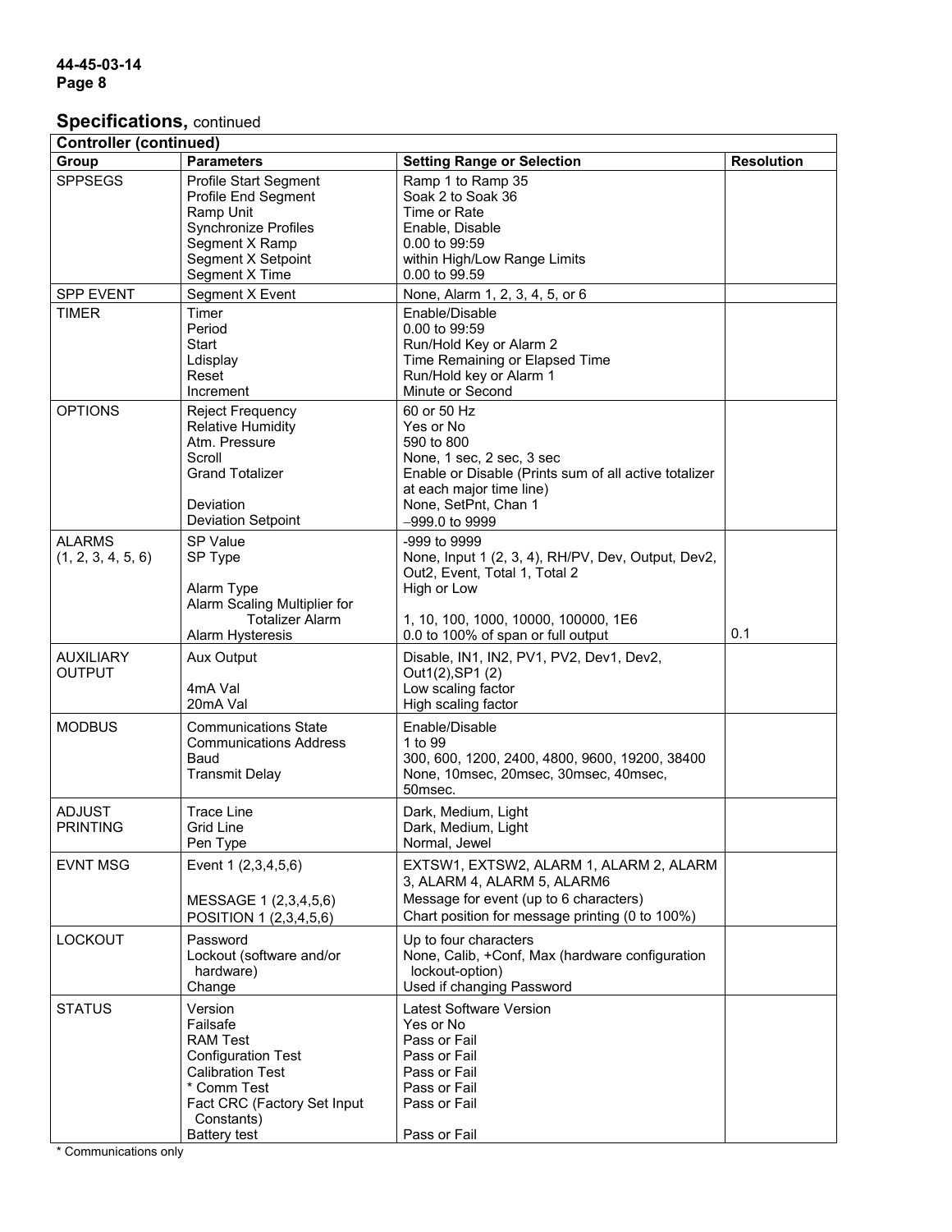## Specifications, continued

| Controller (continued) | | | |
|---|---|---|---|
| **Group** | **Parameters** | **Setting Range or Selection** | **Resolution** |
| SPPSEGS | Profile Start Segment<br>Profile End Segment<br>Ramp Unit<br>Synchronize Profiles<br>Segment X Ramp<br>Segment X Setpoint<br>Segment X Time | Ramp 1 to Ramp 35<br>Soak 2 to Soak 36<br>Time or Rate<br>Enable, Disable<br>0.00 to 99:59<br>within High/Low Range Limits<br>0.00 to 99.59 | |
| SPP EVENT | Segment X Event | None, Alarm 1, 2, 3, 4, 5, or 6 | |
| TIMER | Timer<br>Period<br>Start<br>Ldisplay<br>Reset<br>Increment | Enable/Disable<br>0.00 to 99:59<br>Run/Hold Key or Alarm 2<br>Time Remaining or Elapsed Time<br>Run/Hold key or Alarm 1<br>Minute or Second | |
| OPTIONS | Reject Frequency<br>Relative Humidity<br>Atm. Pressure<br>Scroll<br>Grand Totalizer<br><br>Deviation<br>Deviation Setpoint | 60 or 50 Hz<br>Yes or No<br>590 to 800<br>None, 1 sec, 2 sec, 3 sec<br>Enable or Disable (Prints sum of all active totalizer at each major time line)<br>None, SetPnt, Chan 1<br>−999.0 to 9999 | |
| ALARMS<br>(1, 2, 3, 4, 5, 6) | SP Value<br>SP Type<br><br>Alarm Type<br>Alarm Scaling Multiplier for Totalizer Alarm<br>Alarm Hysteresis | -999 to 9999<br>None, Input 1 (2, 3, 4), RH/PV, Dev, Output, Dev2, Out2, Event, Total 1, Total 2<br>High or Low<br><br>1, 10, 100, 1000, 10000, 100000, 1E6<br>0.0 to 100% of span or full output | 0.1 |
| AUXILIARY OUTPUT | Aux Output<br><br>4mA Val<br>20mA Val | Disable, IN1, IN2, PV1, PV2, Dev1, Dev2, Out1(2),SP1 (2)<br>Low scaling factor<br>High scaling factor | |
| MODBUS | Communications State<br>Communications Address<br>Baud<br>Transmit Delay | Enable/Disable<br>1 to 99<br>300, 600, 1200, 2400, 4800, 9600, 19200, 38400<br>None, 10msec, 20msec, 30msec, 40msec, 50msec. | |
| ADJUST PRINTING | Trace Line<br>Grid Line<br>Pen Type | Dark, Medium, Light<br>Dark, Medium, Light<br>Normal, Jewel | |
| EVNT MSG | Event 1 (2,3,4,5,6)<br><br>MESSAGE 1 (2,3,4,5,6)<br>POSITION 1 (2,3,4,5,6) | EXTSW1, EXTSW2, ALARM 1, ALARM 2, ALARM 3, ALARM 4, ALARM 5, ALARM6<br>Message for event (up to 6 characters)<br>Chart position for message printing (0 to 100%) | |
| LOCKOUT | Password<br>Lockout (software and/or hardware)<br>Change | Up to four characters<br>None, Calib, +Conf, Max (hardware configuration lockout-option)<br>Used if changing Password | |
| STATUS | Version<br>Failsafe<br>RAM Test<br>Configuration Test<br>Calibration Test<br>* Comm Test<br>Fact CRC (Factory Set Input Constants)<br>Battery test | Latest Software Version<br>Yes or No<br>Pass or Fail<br>Pass or Fail<br>Pass or Fail<br>Pass or Fail<br>Pass or Fail<br><br>Pass or Fail | |

* Communications only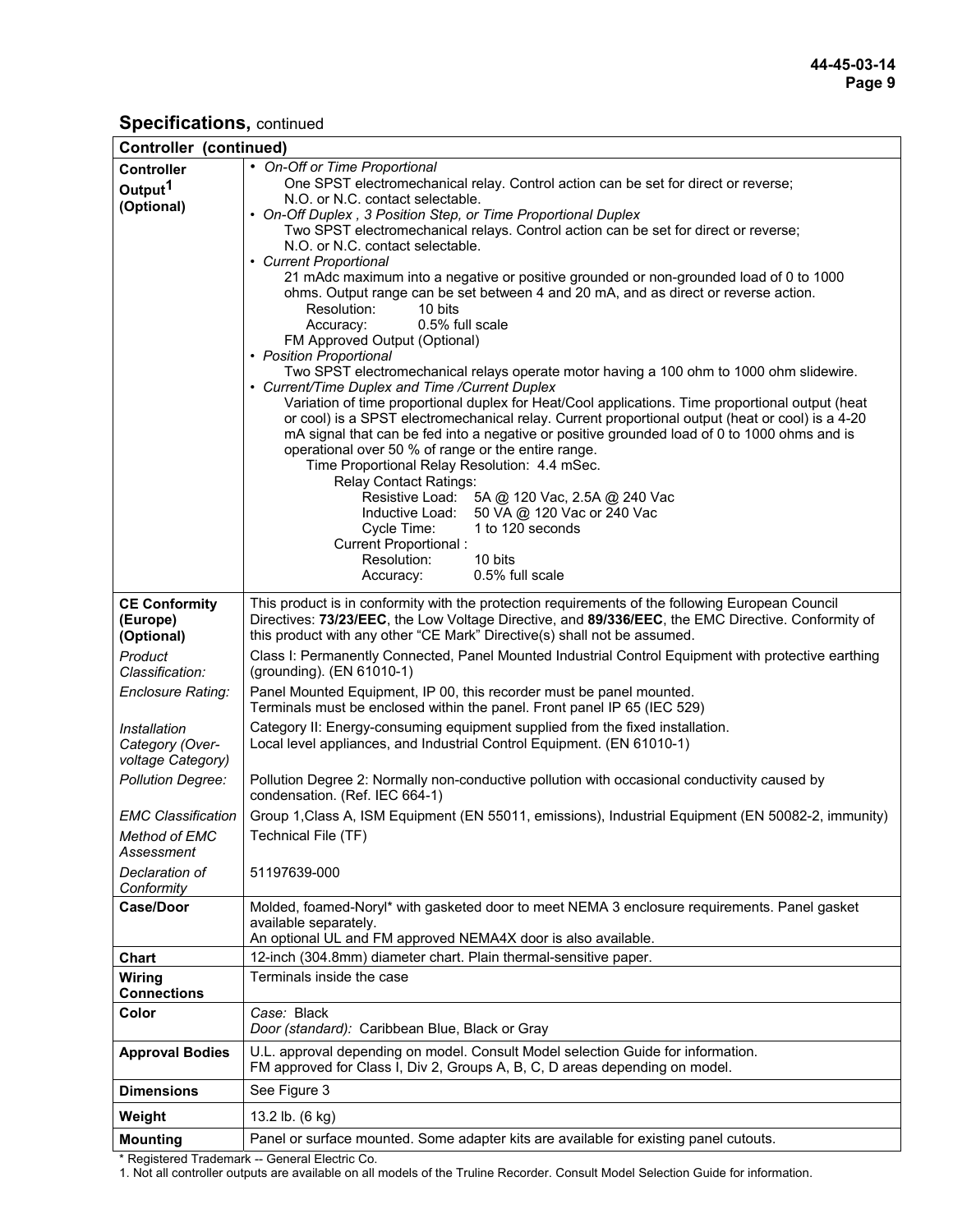## Specifications, continued

| Controller (continued) | |
|---|---|
| **Controller Output[1] (Optional)** | • *On-Off or Time Proportional*<br>One SPST electromechanical relay. Control action can be set for direct or reverse; N.O. or N.C. contact selectable.<br>• *On-Off Duplex , 3 Position Step, or Time Proportional Duplex*<br>Two SPST electromechanical relays. Control action can be set for direct or reverse; N.O. or N.C. contact selectable.<br>• *Current Proportional*<br>21 mAdc maximum into a negative or positive grounded or non-grounded load of 0 to 1000 ohms. Output range can be set between 4 and 20 mA, and as direct or reverse action.<br>Resolution: 10 bits<br>Accuracy: 0.5% full scale<br>FM Approved Output (Optional)<br>• *Position Proportional*<br>Two SPST electromechanical relays operate motor having a 100 ohm to 1000 ohm slidewire.<br>• *Current/Time Duplex and Time /Current Duplex*<br>Variation of time proportional duplex for Heat/Cool applications. Time proportional output (heat or cool) is a SPST electromechanical relay. Current proportional output (heat or cool) is a 4-20 mA signal that can be fed into a negative or positive grounded load of 0 to 1000 ohms and is operational over 50 % of range or the entire range.<br>Time Proportional Relay Resolution: 4.4 mSec.<br>Relay Contact Ratings:<br>Resistive Load: 5A @ 120 Vac, 2.5A @ 240 Vac<br>Inductive Load: 50 VA @ 120 Vac or 240 Vac<br>Cycle Time: 1 to 120 seconds<br>Current Proportional :<br>Resolution: 10 bits<br>Accuracy: 0.5% full scale |
| **CE Conformity (Europe) (Optional)** | This product is in conformity with the protection requirements of the following European Council Directives: **73/23/EEC**, the Low Voltage Directive, and **89/336/EEC**, the EMC Directive. Conformity of this product with any other "CE Mark" Directive(s) shall not be assumed. |
| *Product Classification:* | Class I: Permanently Connected, Panel Mounted Industrial Control Equipment with protective earthing (grounding). (EN 61010-1) |
| *Enclosure Rating:* | Panel Mounted Equipment, IP 00, this recorder must be panel mounted.<br>Terminals must be enclosed within the panel. Front panel IP 65 (IEC 529) |
| *Installation Category (Over-voltage Category)* | Category II: Energy-consuming equipment supplied from the fixed installation.<br>Local level appliances, and Industrial Control Equipment. (EN 61010-1) |
| *Pollution Degree:* | Pollution Degree 2: Normally non-conductive pollution with occasional conductivity caused by condensation. (Ref. IEC 664-1) |
| *EMC Classification* | Group 1,Class A, ISM Equipment (EN 55011, emissions), Industrial Equipment (EN 50082-2, immunity) |
| *Method of EMC Assessment* | Technical File (TF) |
| *Declaration of Conformity* | 51197639-000 |
| **Case/Door** | Molded, foamed-Noryl* with gasketed door to meet NEMA 3 enclosure requirements. Panel gasket available separately.<br>An optional UL and FM approved NEMA4X door is also available. |
| **Chart** | 12-inch (304.8mm) diameter chart. Plain thermal-sensitive paper. |
| **Wiring Connections** | Terminals inside the case |
| **Color** | *Case:* Black<br>*Door (standard):* Caribbean Blue, Black or Gray |
| **Approval Bodies** | U.L. approval depending on model. Consult Model selection Guide for information.<br>FM approved for Class I, Div 2, Groups A, B, C, D areas depending on model. |
| **Dimensions** | See Figure 3 |
| **Weight** | 13.2 lb. (6 kg) |
| **Mounting** | Panel or surface mounted. Some adapter kits are available for existing panel cutouts. |

* Registered Trademark -- General Electric Co.

1. Not all controller outputs are available on all models of the Truline Recorder. Consult Model Selection Guide for information.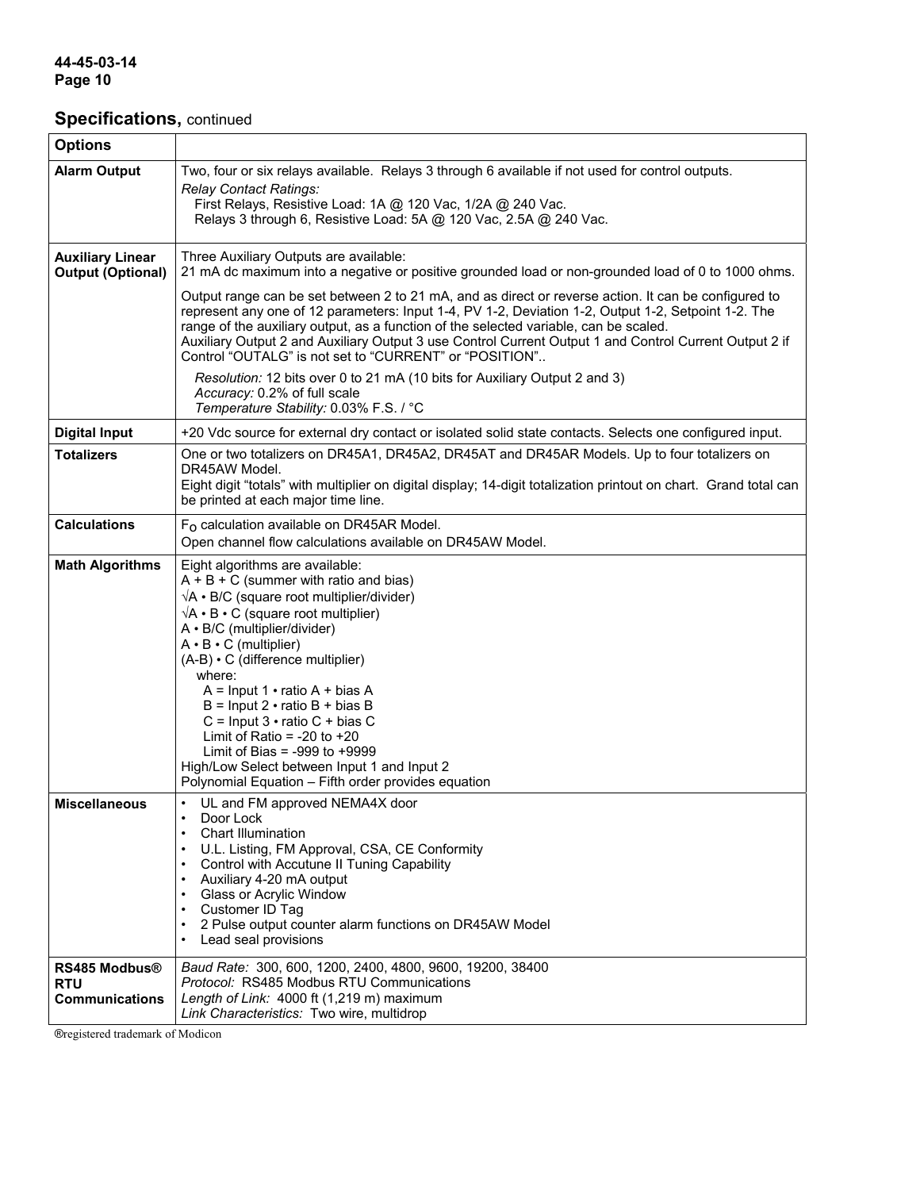## Specifications, continued

| Options | |
|---|---|
| **Alarm Output** | Two, four or six relays available. Relays 3 through 6 available if not used for control outputs.<br>*Relay Contact Ratings:*<br>First Relays, Resistive Load: 1A @ 120 Vac, 1/2A @ 240 Vac.<br>Relays 3 through 6, Resistive Load: 5A @ 120 Vac, 2.5A @ 240 Vac. |
| **Auxiliary Linear Output (Optional)** | Three Auxiliary Outputs are available:<br>21 mA dc maximum into a negative or positive grounded load or non-grounded load of 0 to 1000 ohms.<br>Output range can be set between 2 to 21 mA, and as direct or reverse action. It can be configured to represent any one of 12 parameters: Input 1-4, PV 1-2, Deviation 1-2, Output 1-2, Setpoint 1-2. The range of the auxiliary output, as a function of the selected variable, can be scaled.<br>Auxiliary Output 2 and Auxiliary Output 3 use Control Current Output 1 and Control Current Output 2 if Control “OUTALG” is not set to “CURRENT” or “POSITION”..<br>*Resolution:* 12 bits over 0 to 21 mA (10 bits for Auxiliary Output 2 and 3)<br>*Accuracy:* 0.2% of full scale<br>*Temperature Stability:* 0.03% F.S. / °C |
| **Digital Input** | +20 Vdc source for external dry contact or isolated solid state contacts. Selects one configured input. |
| **Totalizers** | One or two totalizers on DR45A1, DR45A2, DR45AT and DR45AR Models. Up to four totalizers on DR45AW Model.<br>Eight digit “totals” with multiplier on digital display; 14-digit totalization printout on chart. Grand total can be printed at each major time line. |
| **Calculations** | $F_O$ calculation available on DR45AR Model.<br>Open channel flow calculations available on DR45AW Model. |
| **Math Algorithms** | Eight algorithms are available:<br>A + B + C (summer with ratio and bias)<br>√A • B/C (square root multiplier/divider)<br>√A • B • C (square root multiplier)<br>A • B/C (multiplier/divider)<br>A • B • C (multiplier)<br>(A-B) • C (difference multiplier)<br>where:<br>A = Input 1 • ratio A + bias A<br>B = Input 2 • ratio B + bias B<br>C = Input 3 • ratio C + bias C<br>Limit of Ratio = -20 to +20<br>Limit of Bias = -999 to +9999<br>High/Low Select between Input 1 and Input 2<br>Polynomial Equation – Fifth order provides equation |
| **Miscellaneous** | • UL and FM approved NEMA4X door<br>• Door Lock<br>• Chart Illumination<br>• U.L. Listing, FM Approval, CSA, CE Conformity<br>• Control with Accutune II Tuning Capability<br>• Auxiliary 4-20 mA output<br>• Glass or Acrylic Window<br>• Customer ID Tag<br>• 2 Pulse output counter alarm functions on DR45AW Model<br>• Lead seal provisions |
| **RS485 Modbus® RTU Communications** | *Baud Rate:* 300, 600, 1200, 2400, 4800, 9600, 19200, 38400<br>*Protocol:* RS485 Modbus RTU Communications<br>*Length of Link:* 4000 ft (1,219 m) maximum<br>*Link Characteristics:* Two wire, multidrop |

®registered trademark of Modicon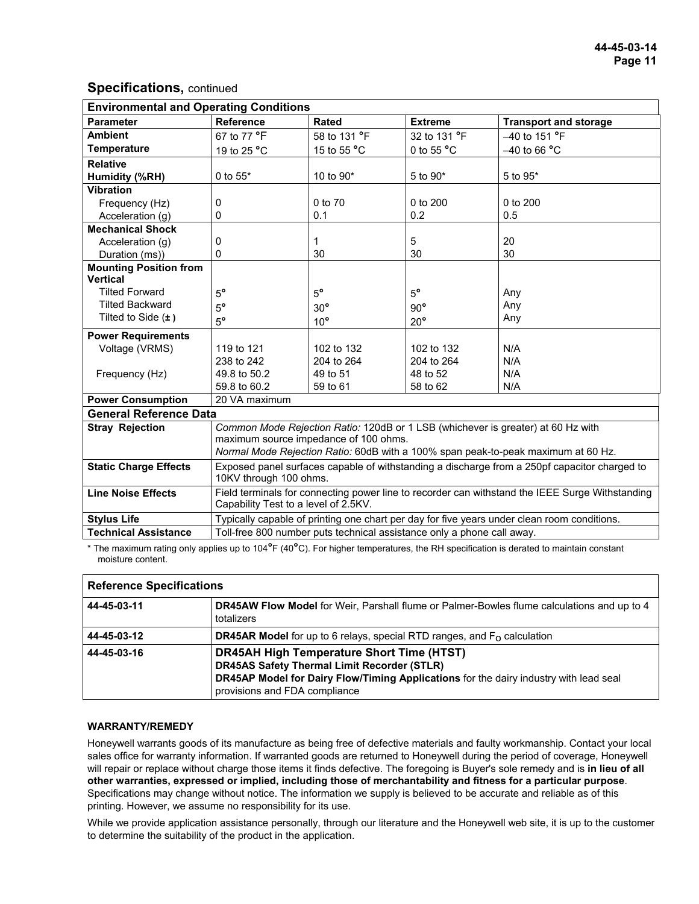## Specifications, continued

| Environmental and Operating Conditions | | | | |
|---|---|---|---|---|
| **Parameter** | **Reference** | **Rated** | **Extreme** | **Transport and storage** |
| **Ambient Temperature** | 67 to 77 °F<br>19 to 25 °C | 58 to 131 °F<br>15 to 55 °C | 32 to 131 °F<br>0 to 55 °C | –40 to 151 °F<br>–40 to 66 °C |
| **Relative Humidity (%RH)** | 0 to 55* | 10 to 90* | 5 to 90* | 5 to 95* |
| **Vibration** | | | | |
| Frequency (Hz) | 0 | 0 to 70 | 0 to 200 | 0 to 200 |
| Acceleration (g) | 0 | 0.1 | 0.2 | 0.5 |
| **Mechanical Shock** | | | | |
| Acceleration (g) | 0 | 1 | 5 | 20 |
| Duration (ms)) | 0 | 30 | 30 | 30 |
| **Mounting Position from Vertical** | | | | |
| Tilted Forward | 5° | 5° | 5° | Any |
| Tilted Backward | 5° | 30° | 90° | Any |
| Tilted to Side (±) | 5° | 10° | 20° | Any |
| **Power Requirements** | | | | |
| Voltage (VRMS) | 119 to 121<br>238 to 242 | 102 to 132<br>204 to 264 | 102 to 132<br>204 to 264 | N/A<br>N/A |
| Frequency (Hz) | 49.8 to 50.2<br>59.8 to 60.2 | 49 to 51<br>59 to 61 | 48 to 52<br>58 to 62 | N/A<br>N/A |
| **Power Consumption** | 20 VA maximum | | | |
| **General Reference Data** | | | | |
| **Stray Rejection** | *Common Mode Rejection Ratio:* 120dB or 1 LSB (whichever is greater) at 60 Hz with maximum source impedance of 100 ohms.<br>*Normal Mode Rejection Ratio:* 60dB with a 100% span peak-to-peak maximum at 60 Hz. | | | |
| **Static Charge Effects** | Exposed panel surfaces capable of withstanding a discharge from a 250pf capacitor charged to 10KV through 100 ohms. | | | |
| **Line Noise Effects** | Field terminals for connecting power line to recorder can withstand the IEEE Surge Withstanding Capability Test to a level of 2.5KV. | | | |
| **Stylus Life** | Typically capable of printing one chart per day for five years under clean room conditions. | | | |
| **Technical Assistance** | Toll-free 800 number puts technical assistance only a phone call away. | | | |

\* The maximum rating only applies up to 104°F (40°C). For higher temperatures, the RH specification is derated to maintain constant moisture content.

| Reference Specifications | |
|---|---|
| 44-45-03-11 | **DR45AW Flow Model** for Weir, Parshall flume or Palmer-Bowles flume calculations and up to 4 totalizers |
| 44-45-03-12 | **DR45AR Model** for up to 6 relays, special RTD ranges, and $F_O$ calculation |
| 44-45-03-16 | **DR45AH High Temperature Short Time (HTST)**<br>**DR45AS Safety Thermal Limit Recorder (STLR)**<br>**DR45AP Model for Dairy Flow/Timing Applications** for the dairy industry with lead seal provisions and FDA compliance |

**WARRANTY/REMEDY**

Honeywell warrants goods of its manufacture as being free of defective materials and faulty workmanship. Contact your local sales office for warranty information. If warranted goods are returned to Honeywell during the period of coverage, Honeywell will repair or replace without charge those items it finds defective. The foregoing is Buyer's sole remedy and is **in lieu of all other warranties, expressed or implied, including those of merchantability and fitness for a particular purpose**. Specifications may change without notice. The information we supply is believed to be accurate and reliable as of this printing. However, we assume no responsibility for its use.

While we provide application assistance personally, through our literature and the Honeywell web site, it is up to the customer to determine the suitability of the product in the application.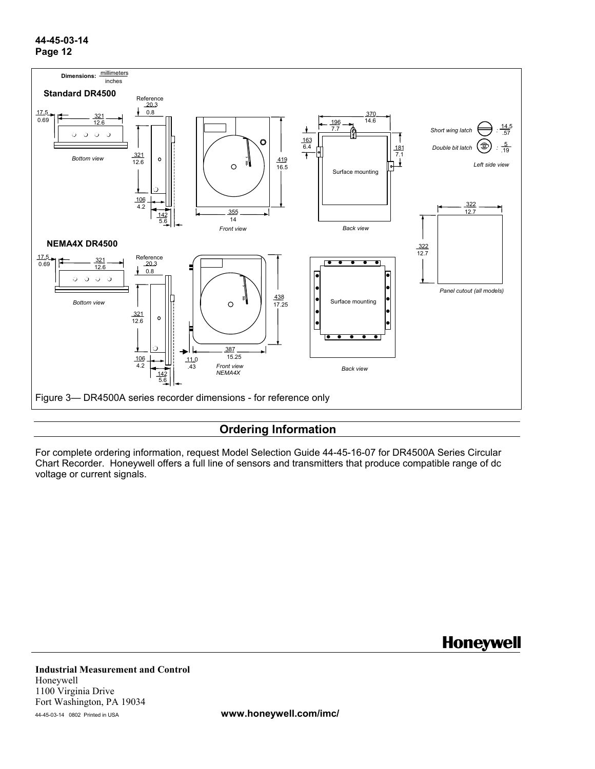Dimensions: millimeters / inches

**Standard DR4500**

Reference 20.3 / 0.8

17.5 / 0.69

321 / 12.6

Bottom view

321 / 12.6

106 / 4.2

142 / 5.6

419 / 16.5

355 / 14

Front view

370 / 14.6

196 / 7.7

163 / 6.4

181 / 7.1

Surface mounting

Back view

Short wing latch : 14.5 / .57

Double bit latch : 5 / .19

Left side view

322 / 12.7

322 / 12.7

Panel cutout (all models)

**NEMA4X DR4500**

17.5 / 0.69

321 / 12.6

Reference 20.3 / 0.8

Bottom view

321 / 12.6

106 / 4.2

142 / 5.6

438 / 17.25

387 / 15.25

11.0 / .43

Front view NEMA4X

Surface mounting

Back view

Figure 3— DR4500A series recorder dimensions - for reference only

## Ordering Information

For complete ordering information, request Model Selection Guide 44-45-16-07 for DR4500A Series Circular Chart Recorder. Honeywell offers a full line of sensors and transmitters that produce compatible range of dc voltage or current signals.

**Honeywell**

**Industrial Measurement and Control**
Honeywell
1100 Virginia Drive
Fort Washington, PA 19034

44-45-03-14 0802 Printed in USA

**www.honeywell.com/imc/**